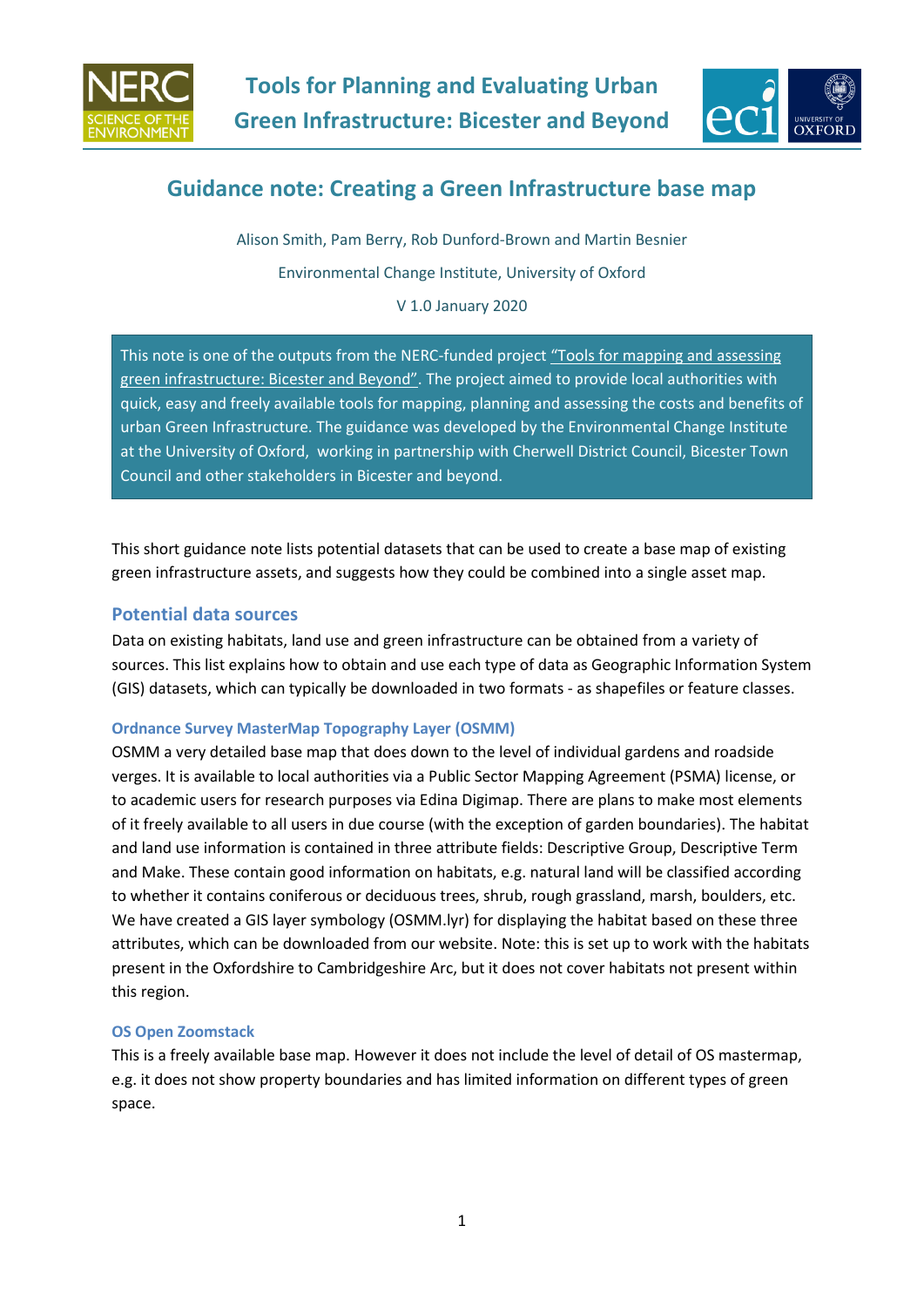# Tools for Planning and Evaluating Urban Green Infrastructure: Bicester and Beyond

## Guidance note: Creating a Green Infrastructure base map

Alison Smith, Pam Berry, Rob Dunford-Brown and Martin Besnier

Environmental Change Institute, University of Oxford

V 1.0 January 2020

This note is one of the outputs from the NERC-funded project "Tools for mapping and assessing green infrastructure: Bicester and Beyond". The project aimed to provide local authorities with quick, easy and freely available tools for mapping, planning and assessing the costs and benefits of urban Green Infrastructure. The guidance was developed by the Environmental Change Institute at the University of Oxford, working in partnership with Cherwell District Council, Bicester Town Council and other stakeholders in Bicester and beyond.

This short guidance note lists potential datasets that can be used to create a base map of existing green infrastructure assets, and suggests how they could be combined into a single asset map.

### Potential data sources

Data on existing habitats, land use and green infrastructure can be obtained from a variety of sources. This list explains how to obtain and use each type of data as Geographic Information System (GIS) datasets, which can typically be downloaded in two formats - as shapefiles or feature classes.

#### Ordnance Survey MasterMap Topography Layer (OSMM)

OSMM a very detailed base map that does down to the level of individual gardens and roadside verges. It is available to local authorities via a Public Sector Mapping Agreement (PSMA) license, or to academic users for research purposes via Edina Digimap. There are plans to make most elements of it freely available to all users in due course (with the exception of garden boundaries). The habitat and land use information is contained in three attribute fields: Descriptive Group, Descriptive Term and Make. These contain good information on habitats, e.g. natural land will be classified according to whether it contains coniferous or deciduous trees, shrub, rough grassland, marsh, boulders, etc. We have created a GIS layer symbology (OSMM.lyr) for displaying the habitat based on these three attributes, which can be downloaded from our website. Note: this is set up to work with the habitats present in the Oxfordshire to Cambridgeshire Arc, but it does not cover habitats not present within this region.

#### OS Open Zoomstack

This is a freely available base map. However it does not include the level of detail of OS mastermap, e.g. it does not show property boundaries and has limited information on different types of green space.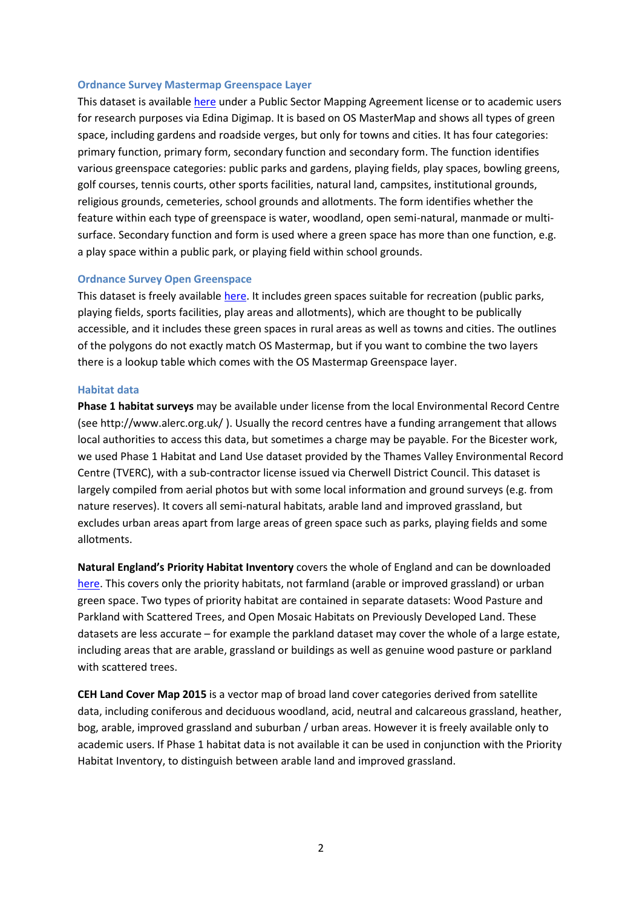### Ordnance Survey Mastermap Greenspace Layer

This dataset is available here under a Public Sector Mapping Agreement license or to academic users for research purposes via Edina Digimap. It is based on OS MasterMap and shows all types of green space, including gardens and roadside verges, but only for towns and cities. It has four categories: primary function, primary form, secondary function and secondary form. The function identifies various greenspace categories: public parks and gardens, playing fields, play spaces, bowling greens, golf courses, tennis courts, other sports facilities, natural land, campsites, institutional grounds, religious grounds, cemeteries, school grounds and allotments. The form identifies whether the feature within each type of greenspace is water, woodland, open semi-natural, manmade or multi-surface. Secondary function and form is used where a green space has more than one function, e.g. a play space within a public park, or playing field within school grounds.

### Ordnance Survey Open Greenspace

This dataset is freely available here. It includes green spaces suitable for recreation (public parks, playing fields, sports facilities, play areas and allotments), which are thought to be publically accessible, and it includes these green spaces in rural areas as well as towns and cities. The outlines of the polygons do not exactly match OS Mastermap, but if you want to combine the two layers there is a lookup table which comes with the OS Mastermap Greenspace layer.

### Habitat data

**Phase 1 habitat surveys** may be available under license from the local Environmental Record Centre (see http://www.alerc.org.uk/ ). Usually the record centres have a funding arrangement that allows local authorities to access this data, but sometimes a charge may be payable. For the Bicester work, we used Phase 1 Habitat and Land Use dataset provided by the Thames Valley Environmental Record Centre (TVERC), with a sub-contractor license issued via Cherwell District Council. This dataset is largely compiled from aerial photos but with some local information and ground surveys (e.g. from nature reserves). It covers all semi-natural habitats, arable land and improved grassland, but excludes urban areas apart from large areas of green space such as parks, playing fields and some allotments.

**Natural England's Priority Habitat Inventory** covers the whole of England and can be downloaded here. This covers only the priority habitats, not farmland (arable or improved grassland) or urban green space. Two types of priority habitat are contained in separate datasets: Wood Pasture and Parkland with Scattered Trees, and Open Mosaic Habitats on Previously Developed Land. These datasets are less accurate – for example the parkland dataset may cover the whole of a large estate, including areas that are arable, grassland or buildings as well as genuine wood pasture or parkland with scattered trees.

**CEH Land Cover Map 2015** is a vector map of broad land cover categories derived from satellite data, including coniferous and deciduous woodland, acid, neutral and calcareous grassland, heather, bog, arable, improved grassland and suburban / urban areas. However it is freely available only to academic users. If Phase 1 habitat data is not available it can be used in conjunction with the Priority Habitat Inventory, to distinguish between arable land and improved grassland.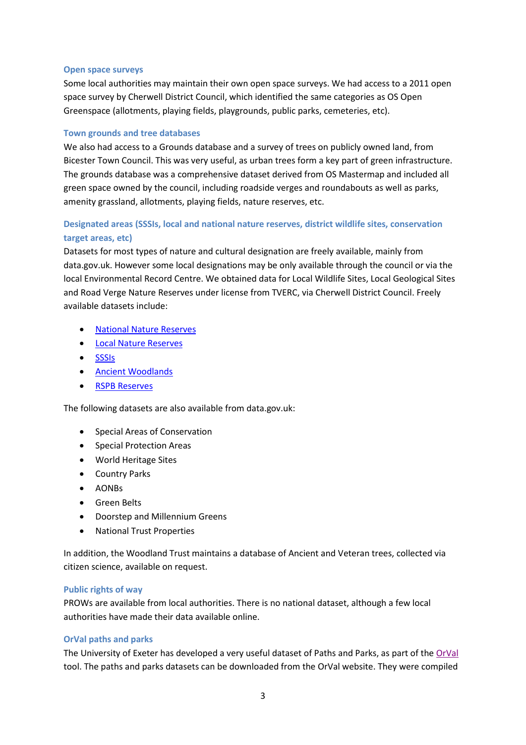### Open space surveys

Some local authorities may maintain their own open space surveys. We had access to a 2011 open space survey by Cherwell District Council, which identified the same categories as OS Open Greenspace (allotments, playing fields, playgrounds, public parks, cemeteries, etc).

### Town grounds and tree databases

We also had access to a Grounds database and a survey of trees on publicly owned land, from Bicester Town Council. This was very useful, as urban trees form a key part of green infrastructure. The grounds database was a comprehensive dataset derived from OS Mastermap and included all green space owned by the council, including roadside verges and roundabouts as well as parks, amenity grassland, allotments, playing fields, nature reserves, etc.

### Designated areas (SSSIs, local and national nature reserves, district wildlife sites, conservation target areas, etc)

Datasets for most types of nature and cultural designation are freely available, mainly from data.gov.uk. However some local designations may be only available through the council or via the local Environmental Record Centre. We obtained data for Local Wildlife Sites, Local Geological Sites and Road Verge Nature Reserves under license from TVERC, via Cherwell District Council. Freely available datasets include:

- National Nature Reserves
- Local Nature Reserves
- SSSIs
- Ancient Woodlands
- RSPB Reserves

The following datasets are also available from data.gov.uk:

- Special Areas of Conservation
- Special Protection Areas
- World Heritage Sites
- Country Parks
- AONBs
- Green Belts
- Doorstep and Millennium Greens
- National Trust Properties

In addition, the Woodland Trust maintains a database of Ancient and Veteran trees, collected via citizen science, available on request.

### Public rights of way

PROWs are available from local authorities. There is no national dataset, although a few local authorities have made their data available online.

### OrVal paths and parks

The University of Exeter has developed a very useful dataset of Paths and Parks, as part of the OrVal tool. The paths and parks datasets can be downloaded from the OrVal website. They were compiled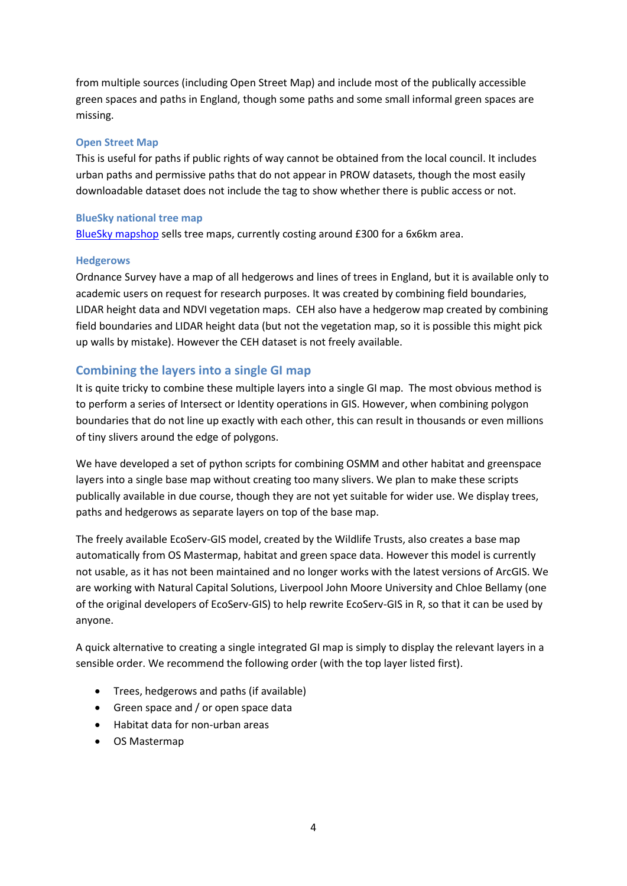from multiple sources (including Open Street Map) and include most of the publically accessible green spaces and paths in England, though some paths and some small informal green spaces are missing.

### Open Street Map

This is useful for paths if public rights of way cannot be obtained from the local council. It includes urban paths and permissive paths that do not appear in PROW datasets, though the most easily downloadable dataset does not include the tag to show whether there is public access or not.

### BlueSky national tree map

BlueSky mapshop sells tree maps, currently costing around £300 for a 6x6km area.

### Hedgerows

Ordnance Survey have a map of all hedgerows and lines of trees in England, but it is available only to academic users on request for research purposes. It was created by combining field boundaries, LIDAR height data and NDVI vegetation maps. CEH also have a hedgerow map created by combining field boundaries and LIDAR height data (but not the vegetation map, so it is possible this might pick up walls by mistake). However the CEH dataset is not freely available.

## Combining the layers into a single GI map

It is quite tricky to combine these multiple layers into a single GI map. The most obvious method is to perform a series of Intersect or Identity operations in GIS. However, when combining polygon boundaries that do not line up exactly with each other, this can result in thousands or even millions of tiny slivers around the edge of polygons.

We have developed a set of python scripts for combining OSMM and other habitat and greenspace layers into a single base map without creating too many slivers. We plan to make these scripts publically available in due course, though they are not yet suitable for wider use. We display trees, paths and hedgerows as separate layers on top of the base map.

The freely available EcoServ-GIS model, created by the Wildlife Trusts, also creates a base map automatically from OS Mastermap, habitat and green space data. However this model is currently not usable, as it has not been maintained and no longer works with the latest versions of ArcGIS. We are working with Natural Capital Solutions, Liverpool John Moore University and Chloe Bellamy (one of the original developers of EcoServ-GIS) to help rewrite EcoServ-GIS in R, so that it can be used by anyone.

A quick alternative to creating a single integrated GI map is simply to display the relevant layers in a sensible order. We recommend the following order (with the top layer listed first).

- Trees, hedgerows and paths (if available)
- Green space and / or open space data
- Habitat data for non-urban areas
- OS Mastermap